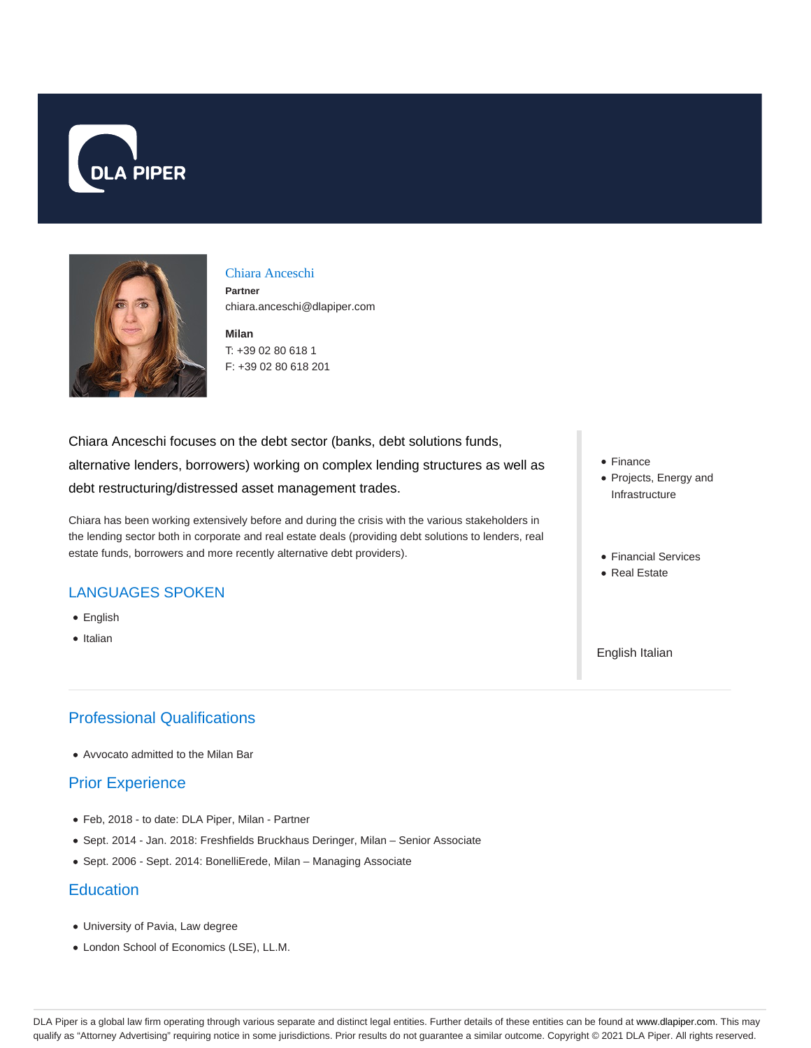# Chiara Anceschi

**Partner**
chiara.anceschi@dlapiper.com

**Milan**
T: +39 02 80 618 1
F: +39 02 80 618 201

Chiara Anceschi focuses on the debt sector (banks, debt solutions funds, alternative lenders, borrowers) working on complex lending structures as well as debt restructuring/distressed asset management trades.

Chiara has been working extensively before and during the crisis with the various stakeholders in the lending sector both in corporate and real estate deals (providing debt solutions to lenders, real estate funds, borrowers and more recently alternative debt providers).

- Finance
- Projects, Energy and Infrastructure

- Financial Services
- Real Estate

English Italian

## LANGUAGES SPOKEN

- English
- Italian

## Professional Qualifications

- Avvocato admitted to the Milan Bar

## Prior Experience

- Feb, 2018 - to date: DLA Piper, Milan - Partner
- Sept. 2014 - Jan. 2018: Freshfields Bruckhaus Deringer, Milan – Senior Associate
- Sept. 2006 - Sept. 2014: BonelliErede, Milan – Managing Associate

## Education

- University of Pavia, Law degree
- London School of Economics (LSE), LL.M.

DLA Piper is a global law firm operating through various separate and distinct legal entities. Further details of these entities can be found at www.dlapiper.com. This may qualify as "Attorney Advertising" requiring notice in some jurisdictions. Prior results do not guarantee a similar outcome. Copyright © 2021 DLA Piper. All rights reserved.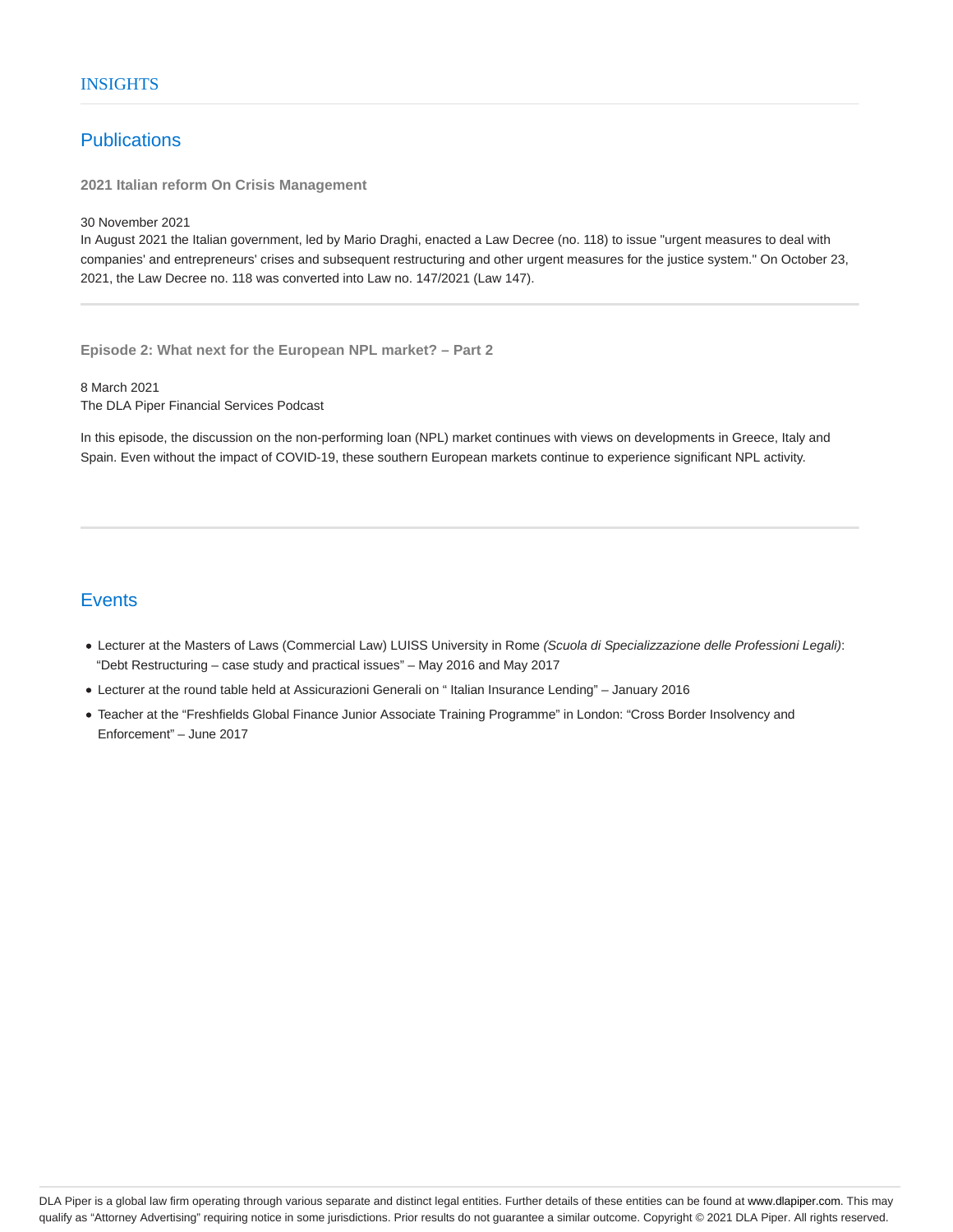INSIGHTS

## Publications

**2021 Italian reform On Crisis Management**

30 November 2021

In August 2021 the Italian government, led by Mario Draghi, enacted a Law Decree (no. 118) to issue "urgent measures to deal with companies' and entrepreneurs' crises and subsequent restructuring and other urgent measures for the justice system." On October 23, 2021, the Law Decree no. 118 was converted into Law no. 147/2021 (Law 147).

**Episode 2: What next for the European NPL market? – Part 2**

8 March 2021

The DLA Piper Financial Services Podcast

In this episode, the discussion on the non-performing loan (NPL) market continues with views on developments in Greece, Italy and Spain. Even without the impact of COVID-19, these southern European markets continue to experience significant NPL activity.

## Events

- Lecturer at the Masters of Laws (Commercial Law) LUISS University in Rome *(Scuola di Specializzazione delle Professioni Legali)*: "Debt Restructuring – case study and practical issues" – May 2016 and May 2017
- Lecturer at the round table held at Assicurazioni Generali on " Italian Insurance Lending" – January 2016
- Teacher at the "Freshfields Global Finance Junior Associate Training Programme" in London: "Cross Border Insolvency and Enforcement" – June 2017

DLA Piper is a global law firm operating through various separate and distinct legal entities. Further details of these entities can be found at www.dlapiper.com. This may qualify as "Attorney Advertising" requiring notice in some jurisdictions. Prior results do not guarantee a similar outcome. Copyright © 2021 DLA Piper. All rights reserved.